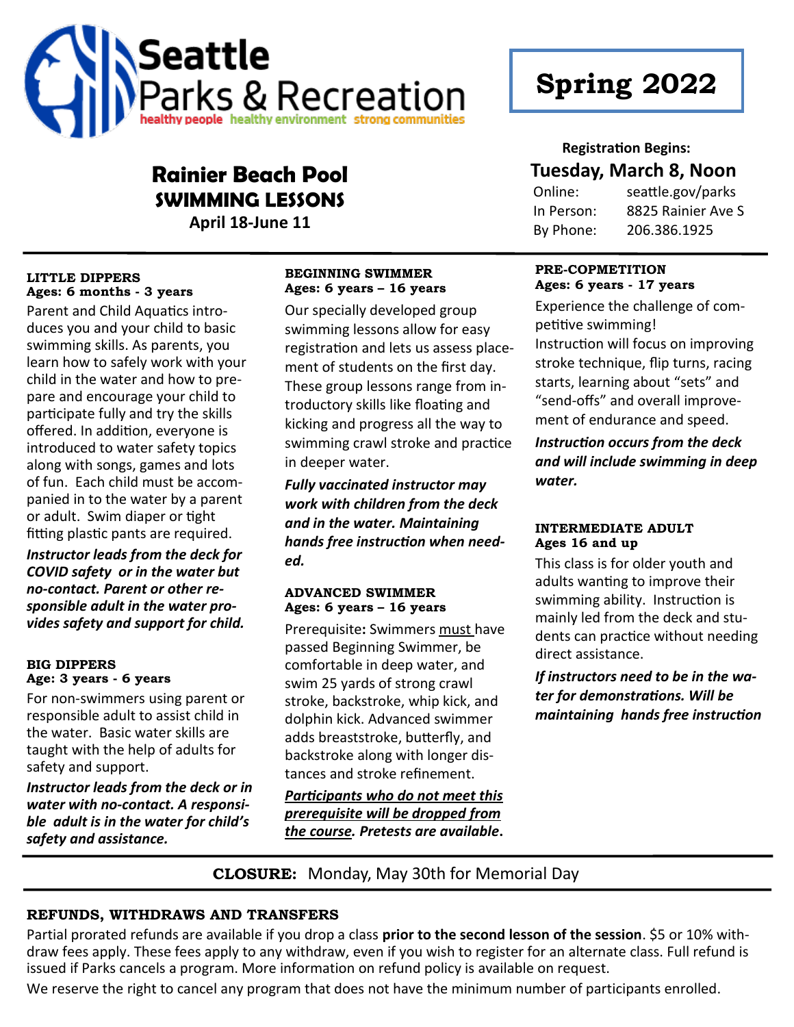# Seattle Parks & Recreation

healthy people healthy environment strong communities

**Spring 2022**

## Rainier Beach Pool
## SWIMMING LESSONS

**April 18-June 11**

**Registration Begins:**

**Tuesday, March 8, Noon**

Online: seattle.gov/parks
In Person: 8825 Rainier Ave S
By Phone: 206.386.1925

---

### LITTLE DIPPERS
**Ages: 6 months - 3 years**

Parent and Child Aquatics introduces you and your child to basic swimming skills. As parents, you learn how to safely work with your child in the water and how to prepare and encourage your child to participate fully and try the skills offered. In addition, everyone is introduced to water safety topics along with songs, games and lots of fun. Each child must be accompanied in to the water by a parent or adult. Swim diaper or tight fitting plastic pants are required.

***Instructor leads from the deck for COVID safety or in the water but no-contact. Parent or other responsible adult in the water provides safety and support for child.***

### BIG DIPPERS
**Age: 3 years - 6 years**

For non-swimmers using parent or responsible adult to assist child in the water. Basic water skills are taught with the help of adults for safety and support.

***Instructor leads from the deck or in water with no-contact. A responsible adult is in the water for child's safety and assistance.***

### BEGINNING SWIMMER
**Ages: 6 years – 16 years**

Our specially developed group swimming lessons allow for easy registration and lets us assess placement of students on the first day. These group lessons range from introductory skills like floating and kicking and progress all the way to swimming crawl stroke and practice in deeper water.

***Fully vaccinated instructor may work with children from the deck and in the water. Maintaining hands free instruction when needed.***

### ADVANCED SWIMMER
**Ages: 6 years – 16 years**

Prerequisite**:** Swimmers <u>must</u> have passed Beginning Swimmer, be comfortable in deep water, and swim 25 yards of strong crawl stroke, backstroke, whip kick, and dolphin kick. Advanced swimmer adds breaststroke, butterfly, and backstroke along with longer distances and stroke refinement.

***<u>Participants who do not meet this prerequisite will be dropped from the course</u>. Pretests are available.***

### PRE-COPMETITION
**Ages: 6 years - 17 years**

Experience the challenge of competitive swimming!
Instruction will focus on improving stroke technique, flip turns, racing starts, learning about "sets" and "send-offs" and overall improvement of endurance and speed.

***Instruction occurs from the deck and will include swimming in deep water.***

### INTERMEDIATE ADULT
**Ages 16 and up**

This class is for older youth and adults wanting to improve their swimming ability. Instruction is mainly led from the deck and students can practice without needing direct assistance.

***If instructors need to be in the water for demonstrations. Will be maintaining hands free instruction***

---

**CLOSURE:** Monday, May 30th for Memorial Day

---

### REFUNDS, WITHDRAWS AND TRANSFERS

Partial prorated refunds are available if you drop a class **prior to the second lesson of the session**. $5 or 10% withdraw fees apply. These fees apply to any withdraw, even if you wish to register for an alternate class. Full refund is issued if Parks cancels a program. More information on refund policy is available on request.

We reserve the right to cancel any program that does not have the minimum number of participants enrolled.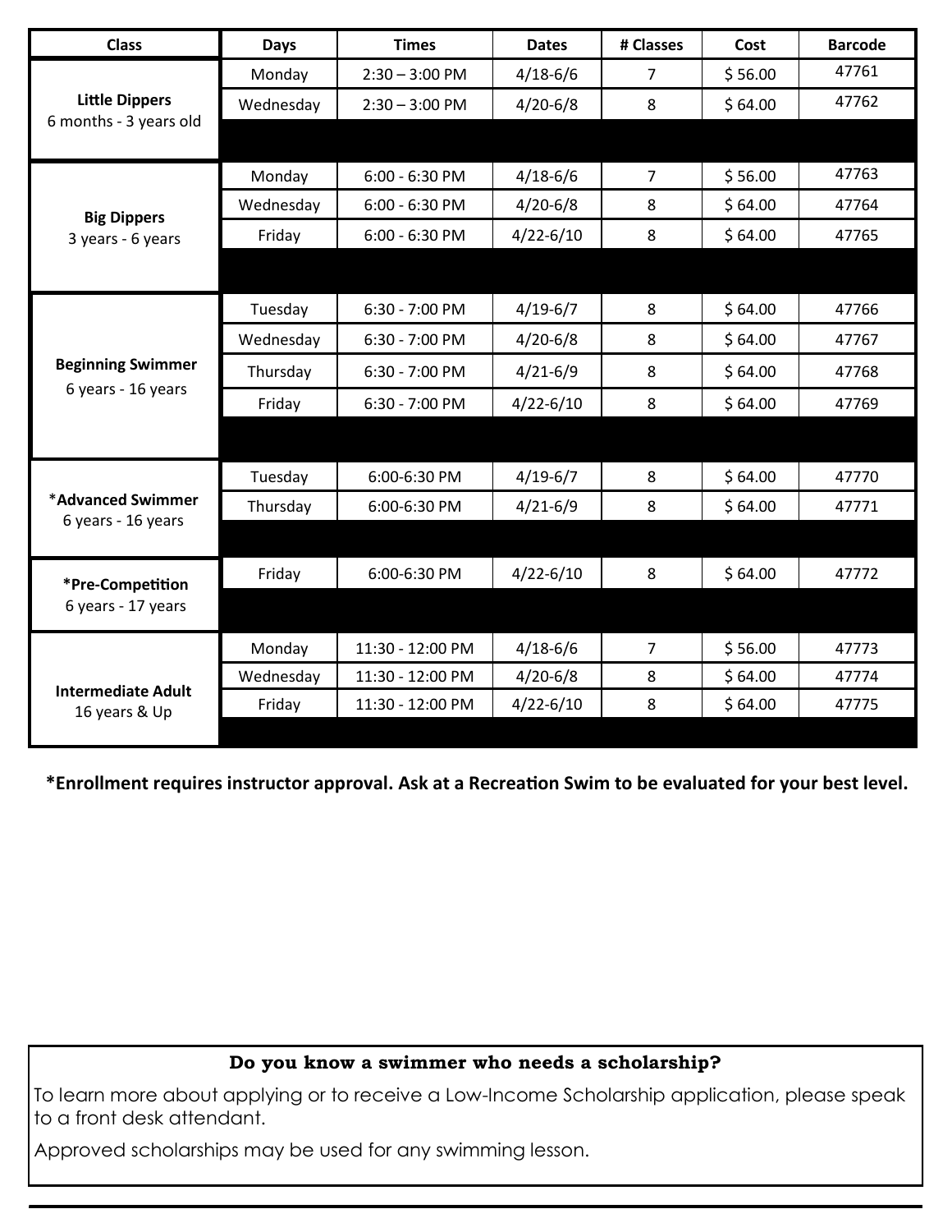| Class | Days | Times | Dates | # Classes | Cost | Barcode |
|---|---|---|---|---|---|---|
| **Little Dippers** 6 months - 3 years old | Monday | 2:30 – 3:00 PM | 4/18-6/6 | 7 | $ 56.00 | 47761 |
| | Wednesday | 2:30 – 3:00 PM | 4/20-6/8 | 8 | $ 64.00 | 47762 |
| **Big Dippers** 3 years - 6 years | Monday | 6:00 - 6:30 PM | 4/18-6/6 | 7 | $ 56.00 | 47763 |
| | Wednesday | 6:00 - 6:30 PM | 4/20-6/8 | 8 | $ 64.00 | 47764 |
| | Friday | 6:00 - 6:30 PM | 4/22-6/10 | 8 | $ 64.00 | 47765 |
| **Beginning Swimmer** 6 years - 16 years | Tuesday | 6:30 - 7:00 PM | 4/19-6/7 | 8 | $ 64.00 | 47766 |
| | Wednesday | 6:30 - 7:00 PM | 4/20-6/8 | 8 | $ 64.00 | 47767 |
| | Thursday | 6:30 - 7:00 PM | 4/21-6/9 | 8 | $ 64.00 | 47768 |
| | Friday | 6:30 - 7:00 PM | 4/22-6/10 | 8 | $ 64.00 | 47769 |
| ***Advanced Swimmer** 6 years - 16 years | Tuesday | 6:00-6:30 PM | 4/19-6/7 | 8 | $ 64.00 | 47770 |
| | Thursday | 6:00-6:30 PM | 4/21-6/9 | 8 | $ 64.00 | 47771 |
| ***Pre-Competition** 6 years - 17 years | Friday | 6:00-6:30 PM | 4/22-6/10 | 8 | $ 64.00 | 47772 |
| **Intermediate Adult** 16 years & Up | Monday | 11:30 - 12:00 PM | 4/18-6/6 | 7 | $ 56.00 | 47773 |
| | Wednesday | 11:30 - 12:00 PM | 4/20-6/8 | 8 | $ 64.00 | 47774 |
| | Friday | 11:30 - 12:00 PM | 4/22-6/10 | 8 | $ 64.00 | 47775 |

**\*Enrollment requires instructor approval. Ask at a Recreation Swim to be evaluated for your best level.**

**Do you know a swimmer who needs a scholarship?**

To learn more about applying or to receive a Low-Income Scholarship application, please speak to a front desk attendant.

Approved scholarships may be used for any swimming lesson.